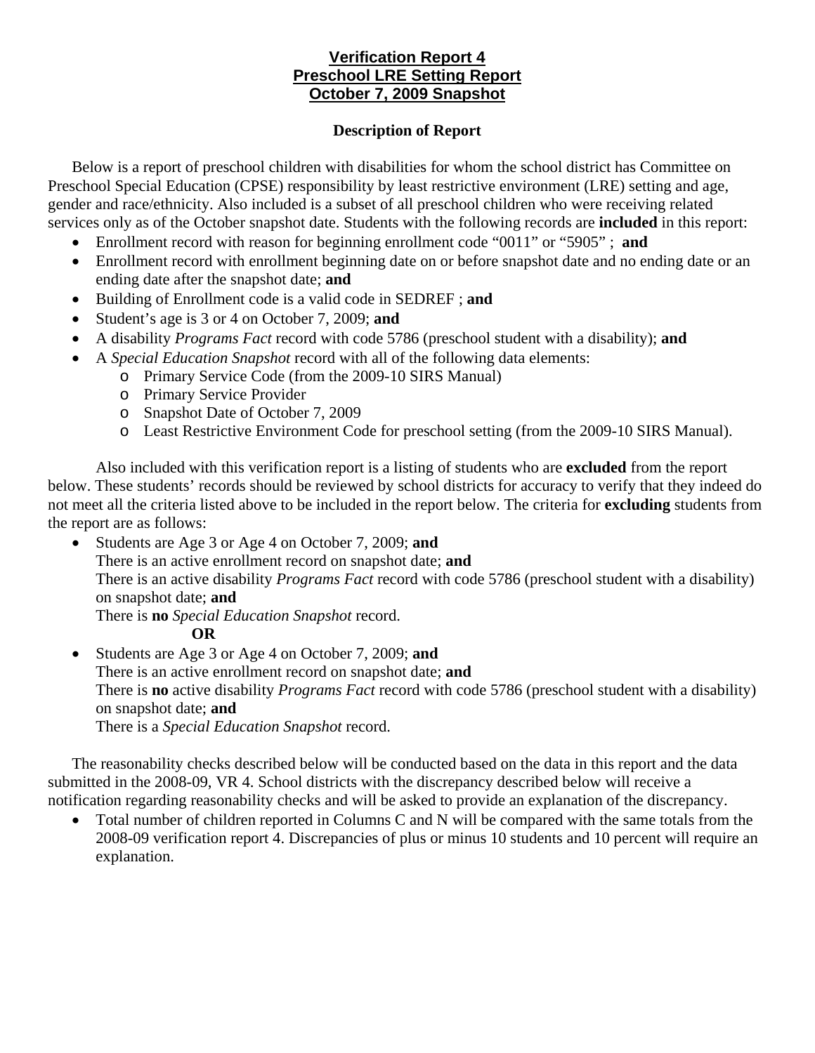# Verification Report 4
# Preschool LRE Setting Report
# October 7, 2009 Snapshot

## Description of Report

Below is a report of preschool children with disabilities for whom the school district has Committee on Preschool Special Education (CPSE) responsibility by least restrictive environment (LRE) setting and age, gender and race/ethnicity. Also included is a subset of all preschool children who were receiving related services only as of the October snapshot date. Students with the following records are **included** in this report:

- Enrollment record with reason for beginning enrollment code "0011" or "5905" ; **and**
- Enrollment record with enrollment beginning date on or before snapshot date and no ending date or an ending date after the snapshot date; **and**
- Building of Enrollment code is a valid code in SEDREF ; **and**
- Student's age is 3 or 4 on October 7, 2009; **and**
- A disability *Programs Fact* record with code 5786 (preschool student with a disability); **and**
- A *Special Education Snapshot* record with all of the following data elements:
  - Primary Service Code (from the 2009-10 SIRS Manual)
  - Primary Service Provider
  - Snapshot Date of October 7, 2009
  - Least Restrictive Environment Code for preschool setting (from the 2009-10 SIRS Manual).

Also included with this verification report is a listing of students who are **excluded** from the report below. These students' records should be reviewed by school districts for accuracy to verify that they indeed do not meet all the criteria listed above to be included in the report below. The criteria for **excluding** students from the report are as follows:

- Students are Age 3 or Age 4 on October 7, 2009; **and**
  There is an active enrollment record on snapshot date; **and**
  There is an active disability *Programs Fact* record with code 5786 (preschool student with a disability) on snapshot date; **and**
  There is **no** *Special Education Snapshot* record.

  **OR**

- Students are Age 3 or Age 4 on October 7, 2009; **and**
  There is an active enrollment record on snapshot date; **and**
  There is **no** active disability *Programs Fact* record with code 5786 (preschool student with a disability) on snapshot date; **and**
  There is a *Special Education Snapshot* record.

The reasonability checks described below will be conducted based on the data in this report and the data submitted in the 2008-09, VR 4. School districts with the discrepancy described below will receive a notification regarding reasonability checks and will be asked to provide an explanation of the discrepancy.

- Total number of children reported in Columns C and N will be compared with the same totals from the 2008-09 verification report 4. Discrepancies of plus or minus 10 students and 10 percent will require an explanation.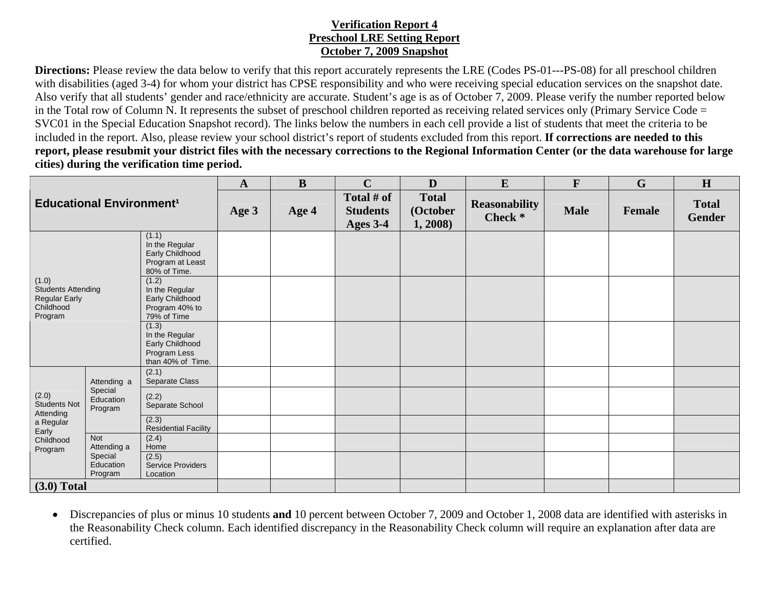**Verification Report 4**
**Preschool LRE Setting Report**
**October 7, 2009 Snapshot**

**Directions:** Please review the data below to verify that this report accurately represents the LRE (Codes PS-01---PS-08) for all preschool children with disabilities (aged 3-4) for whom your district has CPSE responsibility and who were receiving special education services on the snapshot date. Also verify that all students' gender and race/ethnicity are accurate. Student's age is as of October 7, 2009. Please verify the number reported below in the Total row of Column N. It represents the subset of preschool children reported as receiving related services only (Primary Service Code = SVC01 in the Special Education Snapshot record). The links below the numbers in each cell provide a list of students that meet the criteria to be included in the report. Also, please review your school district's report of students excluded from this report. **If corrections are needed to this report, please resubmit your district files with the necessary corrections to the Regional Information Center (or the data warehouse for large cities) during the verification time period.**

| Educational Environment[1] | | | A | B | C | D | E | F | G | H |
|---|---|---|---|---|---|---|---|---|---|---|
| | | | Age 3 | Age 4 | Total # of Students Ages 3-4 | Total (October 1, 2008) | Reasonability Check * | Male | Female | Total Gender |
| (1.0) Students Attending Regular Early Childhood Program | | (1.1) In the Regular Early Childhood Program at Least 80% of Time. | | | | | | | | |
| | | (1.2) In the Regular Early Childhood Program 40% to 79% of Time | | | | | | | | |
| | | (1.3) In the Regular Early Childhood Program Less than 40% of Time. | | | | | | | | |
| (2.0) Students Not Attending a Regular Early Childhood Program | Attending a Special Education Program | (2.1) Separate Class | | | | | | | | |
| | | (2.2) Separate School | | | | | | | | |
| | | (2.3) Residential Facility | | | | | | | | |
| | Not Attending a Special Education Program | (2.4) Home | | | | | | | | |
| | | (2.5) Service Providers Location | | | | | | | | |
| **(3.0) Total** | | | | | | | | | | |

- Discrepancies of plus or minus 10 students **and** 10 percent between October 7, 2009 and October 1, 2008 data are identified with asterisks in the Reasonability Check column. Each identified discrepancy in the Reasonability Check column will require an explanation after data are certified.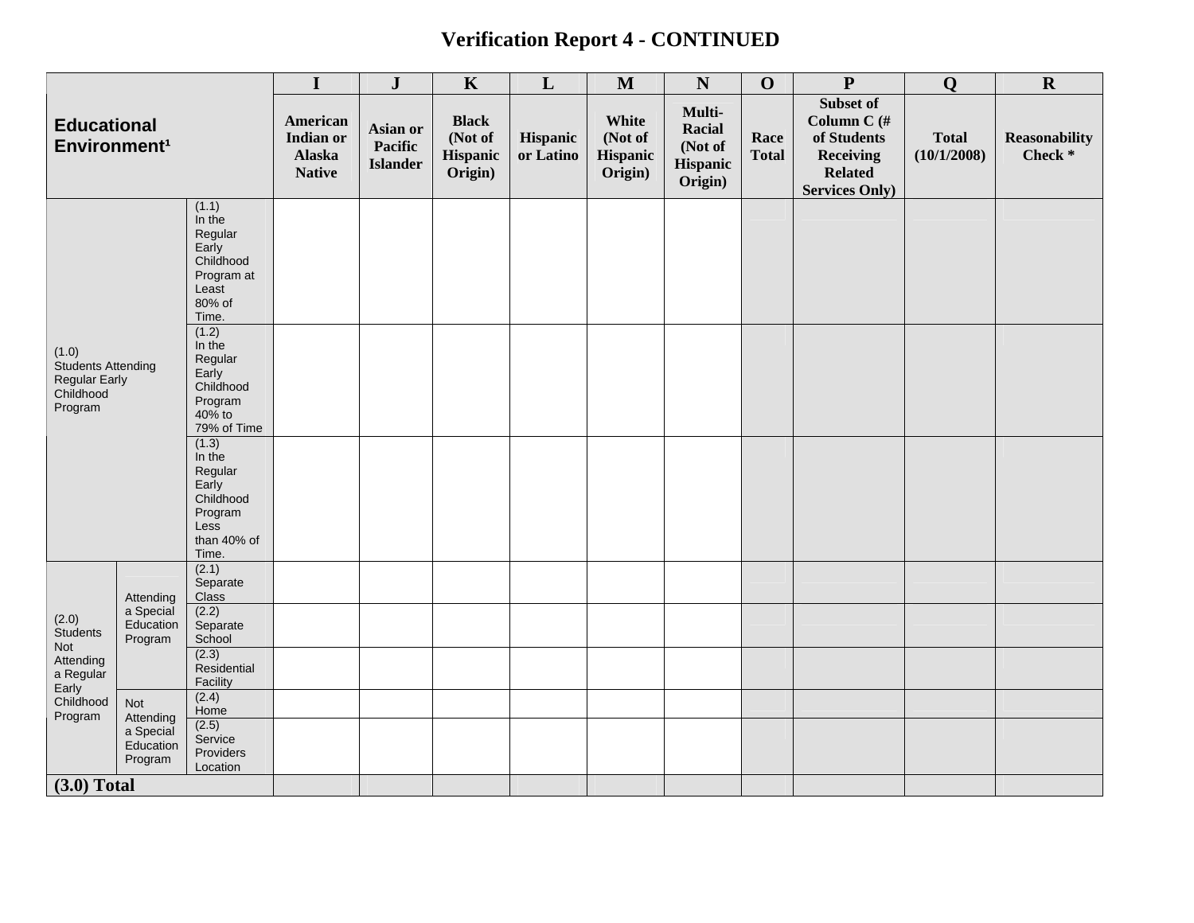# Verification Report 4 - CONTINUED

| Educational Environment[1] | | | I | J | K | L | M | N | O | P | Q | R |
|---|---|---|---|---|---|---|---|---|---|---|---|---|
| | | | American Indian or Alaska Native | Asian or Pacific Islander | Black (Not of Hispanic Origin) | Hispanic or Latino | White (Not of Hispanic Origin) | Multi-Racial (Not of Hispanic Origin) | Race Total | Subset of Column C (# of Students Receiving Related Services Only) | Total (10/1/2008) | Reasonability Check * |
| (1.0) Students Attending Regular Early Childhood Program | | (1.1) In the Regular Early Childhood Program at Least 80% of Time. | | | | | | | | | | |
| | | (1.2) In the Regular Early Childhood Program 40% to 79% of Time | | | | | | | | | | |
| | | (1.3) In the Regular Early Childhood Program Less than 40% of Time. | | | | | | | | | | |
| (2.0) Students Not Attending a Regular Early Childhood Program | Attending a Special Education Program | (2.1) Separate Class | | | | | | | | | | |
| | | (2.2) Separate School | | | | | | | | | | |
| | | (2.3) Residential Facility | | | | | | | | | | |
| | Not Attending a Special Education Program | (2.4) Home | | | | | | | | | | |
| | | (2.5) Service Providers Location | | | | | | | | | | |
| **(3.0) Total** | | | | | | | | | | | | |